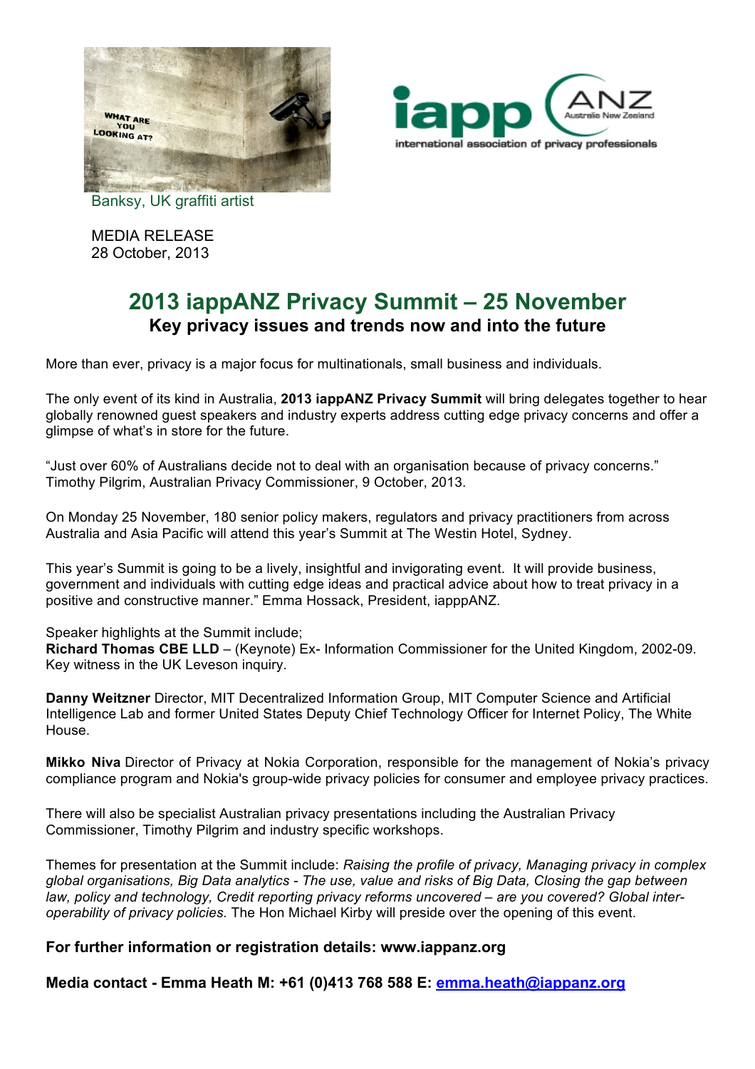Banksy, UK graffiti artist

MEDIA RELEASE
28 October, 2013

# 2013 iappANZ Privacy Summit – 25 November

## Key privacy issues and trends now and into the future

More than ever, privacy is a major focus for multinationals, small business and individuals.

The only event of its kind in Australia, **2013 iappANZ Privacy Summit** will bring delegates together to hear globally renowned guest speakers and industry experts address cutting edge privacy concerns and offer a glimpse of what's in store for the future.

"Just over 60% of Australians decide not to deal with an organisation because of privacy concerns." Timothy Pilgrim, Australian Privacy Commissioner, 9 October, 2013.

On Monday 25 November, 180 senior policy makers, regulators and privacy practitioners from across Australia and Asia Pacific will attend this year's Summit at The Westin Hotel, Sydney.

This year's Summit is going to be a lively, insightful and invigorating event. It will provide business, government and individuals with cutting edge ideas and practical advice about how to treat privacy in a positive and constructive manner." Emma Hossack, President, iapppANZ.

Speaker highlights at the Summit include;
**Richard Thomas CBE LLD** – (Keynote) Ex- Information Commissioner for the United Kingdom, 2002-09. Key witness in the UK Leveson inquiry.

**Danny Weitzner** Director, MIT Decentralized Information Group, MIT Computer Science and Artificial Intelligence Lab and former United States Deputy Chief Technology Officer for Internet Policy, The White House.

**Mikko Niva** Director of Privacy at Nokia Corporation, responsible for the management of Nokia's privacy compliance program and Nokia's group-wide privacy policies for consumer and employee privacy practices.

There will also be specialist Australian privacy presentations including the Australian Privacy Commissioner, Timothy Pilgrim and industry specific workshops.

Themes for presentation at the Summit include: *Raising the profile of privacy, Managing privacy in complex global organisations, Big Data analytics - The use, value and risks of Big Data, Closing the gap between law, policy and technology, Credit reporting privacy reforms uncovered – are you covered? Global inter-operability of privacy policies.* The Hon Michael Kirby will preside over the opening of this event.

**For further information or registration details: www.iappanz.org**

**Media contact - Emma Heath M: +61 (0)413 768 588 E: emma.heath@iappanz.org**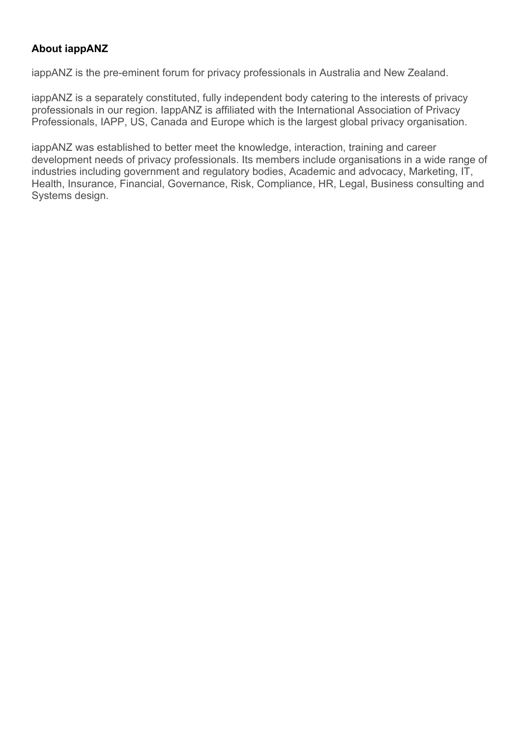**About iappANZ**

iappANZ is the pre-eminent forum for privacy professionals in Australia and New Zealand.

iappANZ is a separately constituted, fully independent body catering to the interests of privacy professionals in our region. IappANZ is affiliated with the International Association of Privacy Professionals, IAPP, US, Canada and Europe which is the largest global privacy organisation.

iappANZ was established to better meet the knowledge, interaction, training and career development needs of privacy professionals. Its members include organisations in a wide range of industries including government and regulatory bodies, Academic and advocacy, Marketing, IT, Health, Insurance, Financial, Governance, Risk, Compliance, HR, Legal, Business consulting and Systems design.